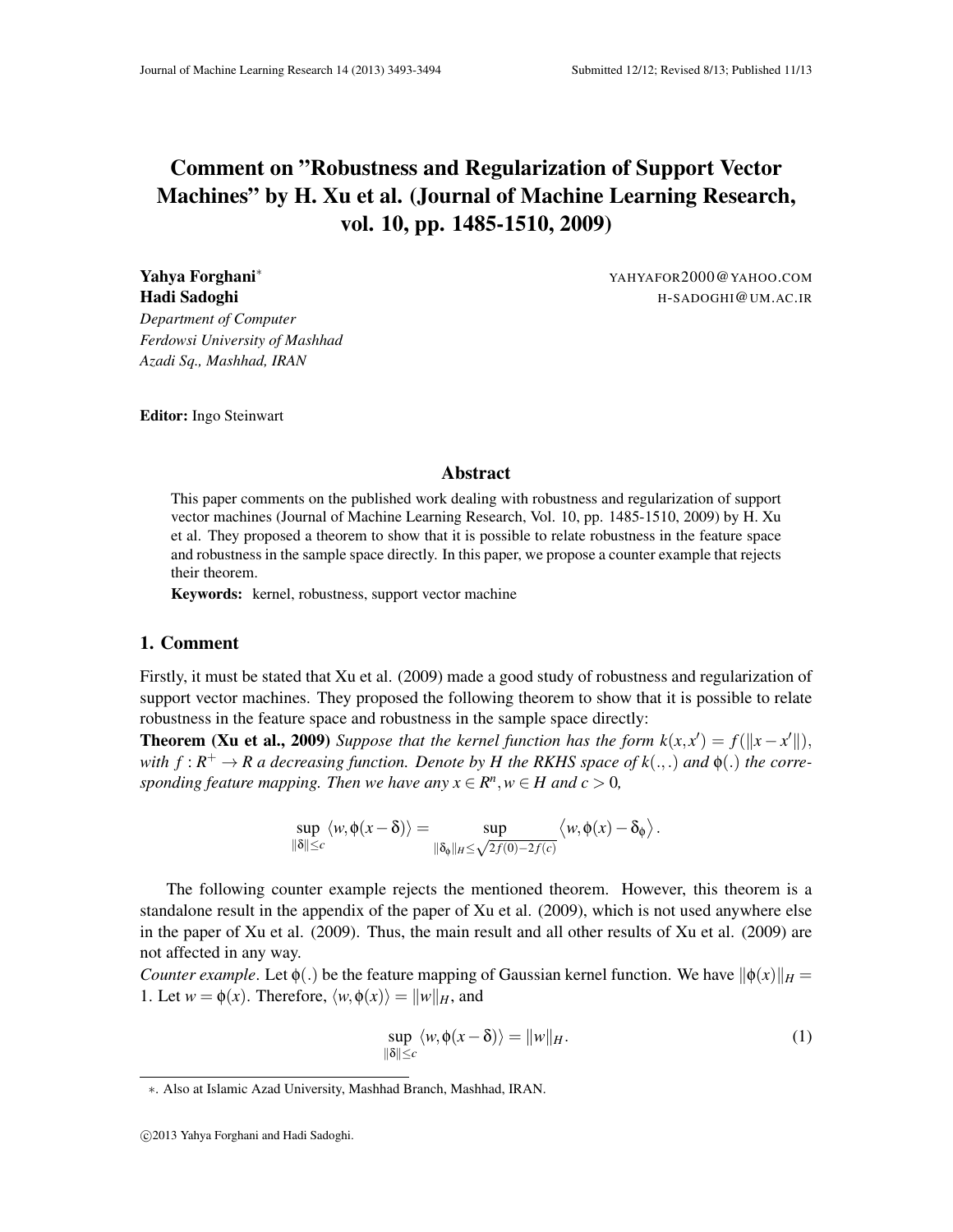# Comment on "Robustness and Regularization of Support Vector Machines" by H. Xu et al. (Journal of Machine Learning Research, vol. 10, pp. 1485-1510, 2009)

**Yahya Forghani**[*] YAHYAFOR2000@YAHOO.COM
**Hadi Sadoghi** H-SADOGHI@UM.AC.IR
*Department of Computer*
*Ferdowsi University of Mashhad*
*Azadi Sq., Mashhad, IRAN*

**Editor:** Ingo Steinwart

## Abstract

This paper comments on the published work dealing with robustness and regularization of support vector machines (Journal of Machine Learning Research, Vol. 10, pp. 1485-1510, 2009) by H. Xu et al. They proposed a theorem to show that it is possible to relate robustness in the feature space and robustness in the sample space directly. In this paper, we propose a counter example that rejects their theorem.

**Keywords:** kernel, robustness, support vector machine

## 1. Comment

Firstly, it must be stated that Xu et al. (2009) made a good study of robustness and regularization of support vector machines. They proposed the following theorem to show that it is possible to relate robustness in the feature space and robustness in the sample space directly:

**Theorem (Xu et al., 2009)** *Suppose that the kernel function has the form $k(x,x') = f(\|x-x'\|)$, with $f : R^+ \to R$ a decreasing function. Denote by $H$ the RKHS space of $k(.,.)$ and $\phi(.)$ the corresponding feature mapping. Then we have any $x \in R^n, w \in H$ and $c > 0$,*

$$\sup_{\|\delta\| \le c} \langle w, \phi(x-\delta) \rangle = \sup_{\|\delta_\phi\|_H \le \sqrt{2f(0)-2f(c)}} \langle w, \phi(x) - \delta_\phi \rangle .$$

The following counter example rejects the mentioned theorem. However, this theorem is a standalone result in the appendix of the paper of Xu et al. (2009), which is not used anywhere else in the paper of Xu et al. (2009). Thus, the main result and all other results of Xu et al. (2009) are not affected in any way.

*Counter example*. Let $\phi(.)$ be the feature mapping of Gaussian kernel function. We have $\|\phi(x)\|_H = 1$. Let $w = \phi(x)$. Therefore, $\langle w, \phi(x) \rangle = \|w\|_H$, and

$$\sup_{\|\delta\| \le c} \langle w, \phi(x-\delta) \rangle = \|w\|_H . \tag{1}$$

[*] Also at Islamic Azad University, Mashhad Branch, Mashhad, IRAN.

©2013 Yahya Forghani and Hadi Sadoghi.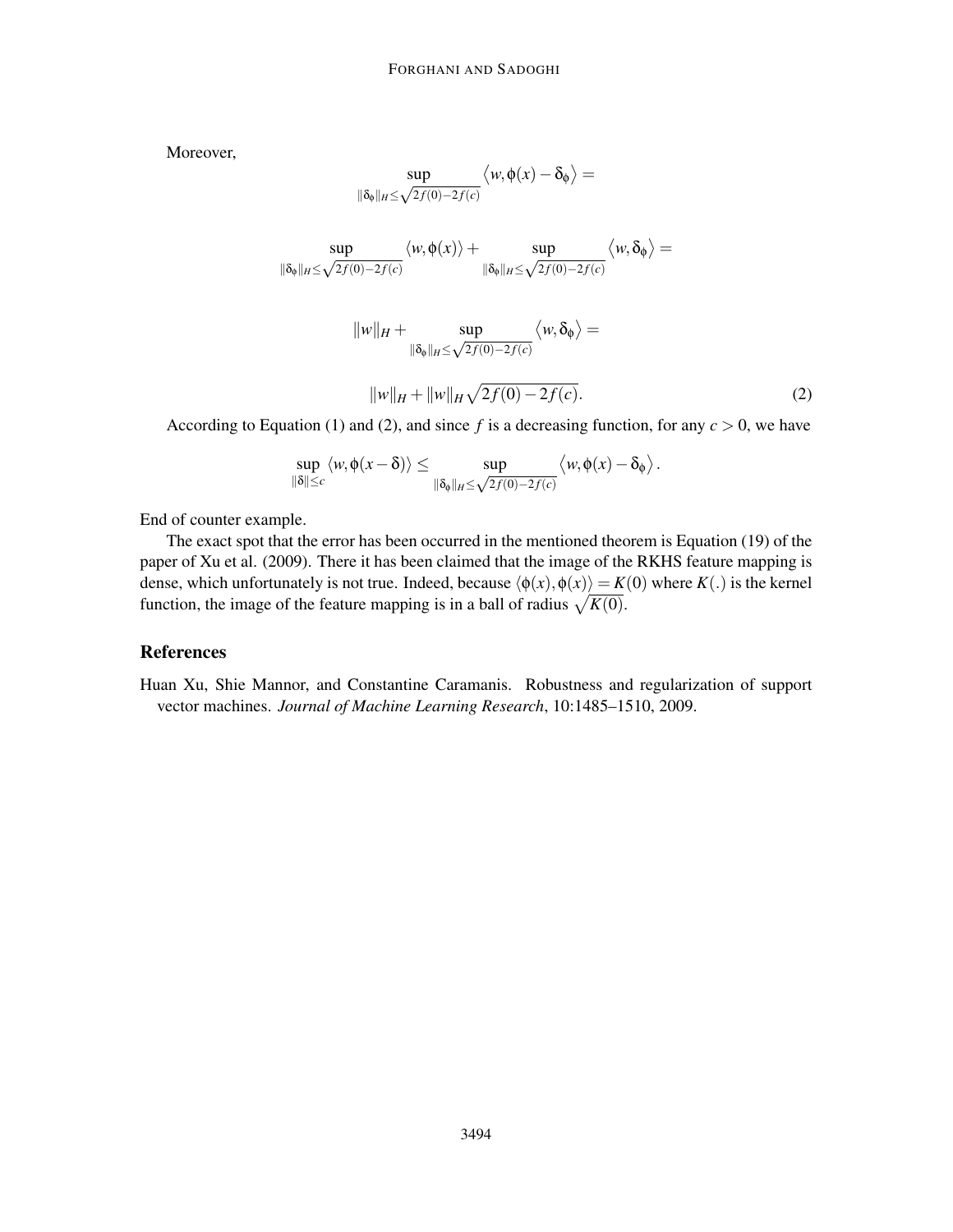Moreover,

$$\sup_{\|\delta_\phi\|_H \leq \sqrt{2f(0)-2f(c)}} \langle w, \phi(x) - \delta_\phi \rangle =$$

$$\sup_{\|\delta_\phi\|_H \leq \sqrt{2f(0)-2f(c)}} \langle w, \phi(x) \rangle + \sup_{\|\delta_\phi\|_H \leq \sqrt{2f(0)-2f(c)}} \langle w, \delta_\phi \rangle =$$

$$\|w\|_H + \sup_{\|\delta_\phi\|_H \leq \sqrt{2f(0)-2f(c)}} \langle w, \delta_\phi \rangle =$$

$$\|w\|_H + \|w\|_H \sqrt{2f(0)-2f(c)}. \tag{2}$$

According to Equation (1) and (2), and since $f$ is a decreasing function, for any $c > 0$, we have

$$\sup_{\|\delta\| \leq c} \langle w, \phi(x-\delta) \rangle \leq \sup_{\|\delta_\phi\|_H \leq \sqrt{2f(0)-2f(c)}} \langle w, \phi(x) - \delta_\phi \rangle .$$

End of counter example.

The exact spot that the error has been occurred in the mentioned theorem is Equation (19) of the paper of Xu et al. (2009). There it has been claimed that the image of the RKHS feature mapping is dense, which unfortunately is not true. Indeed, because $\langle \phi(x), \phi(x) \rangle = K(0)$ where $K(.)$ is the kernel function, the image of the feature mapping is in a ball of radius $\sqrt{K(0)}$.

## References

Huan Xu, Shie Mannor, and Constantine Caramanis. Robustness and regularization of support vector machines. *Journal of Machine Learning Research*, 10:1485–1510, 2009.